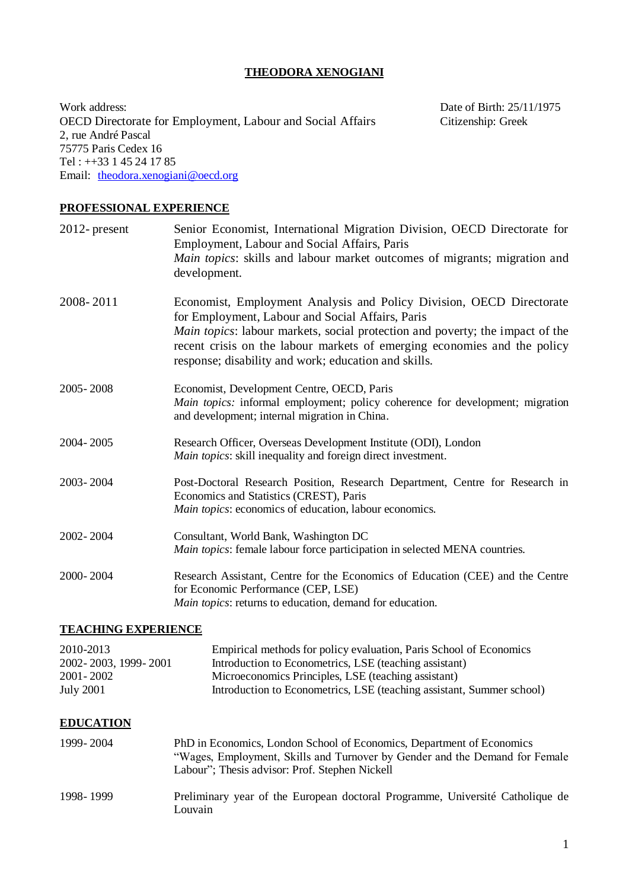# THEODORA XENOGIANI

Work address:
OECD Directorate for Employment, Labour and Social Affairs
2, rue André Pascal
75775 Paris Cedex 16
Tel : ++33 1 45 24 17 85
Email: theodora.xenogiani@oecd.org

Date of Birth: 25/11/1975
Citizenship: Greek

## PROFESSIONAL EXPERIENCE

| | |
|---|---|
| 2012- present | Senior Economist, International Migration Division, OECD Directorate for Employment, Labour and Social Affairs, Paris<br>*Main topics*: skills and labour market outcomes of migrants; migration and development. |
| 2008- 2011 | Economist, Employment Analysis and Policy Division, OECD Directorate for Employment, Labour and Social Affairs, Paris<br>*Main topics*: labour markets, social protection and poverty; the impact of the recent crisis on the labour markets of emerging economies and the policy response; disability and work; education and skills. |
| 2005- 2008 | Economist, Development Centre, OECD, Paris<br>*Main topics:* informal employment; policy coherence for development; migration and development; internal migration in China. |
| 2004- 2005 | Research Officer, Overseas Development Institute (ODI), London<br>*Main topics*: skill inequality and foreign direct investment. |
| 2003- 2004 | Post-Doctoral Research Position, Research Department, Centre for Research in Economics and Statistics (CREST), Paris<br>*Main topics*: economics of education, labour economics. |
| 2002- 2004 | Consultant, World Bank, Washington DC<br>*Main topics*: female labour force participation in selected MENA countries. |
| 2000- 2004 | Research Assistant, Centre for the Economics of Education (CEE) and the Centre for Economic Performance (CEP, LSE)<br>*Main topics*: returns to education, demand for education. |

## TEACHING EXPERIENCE

| | |
|---|---|
| 2010-2013 | Empirical methods for policy evaluation, Paris School of Economics |
| 2002- 2003, 1999- 2001 | Introduction to Econometrics, LSE (teaching assistant) |
| 2001- 2002 | Microeconomics Principles, LSE (teaching assistant) |
| July 2001 | Introduction to Econometrics, LSE (teaching assistant, Summer school) |

## EDUCATION

| | |
|---|---|
| 1999- 2004 | PhD in Economics, London School of Economics, Department of Economics<br>"Wages, Employment, Skills and Turnover by Gender and the Demand for Female Labour"; Thesis advisor: Prof. Stephen Nickell |
| 1998- 1999 | Preliminary year of the European doctoral Programme, Université Catholique de Louvain |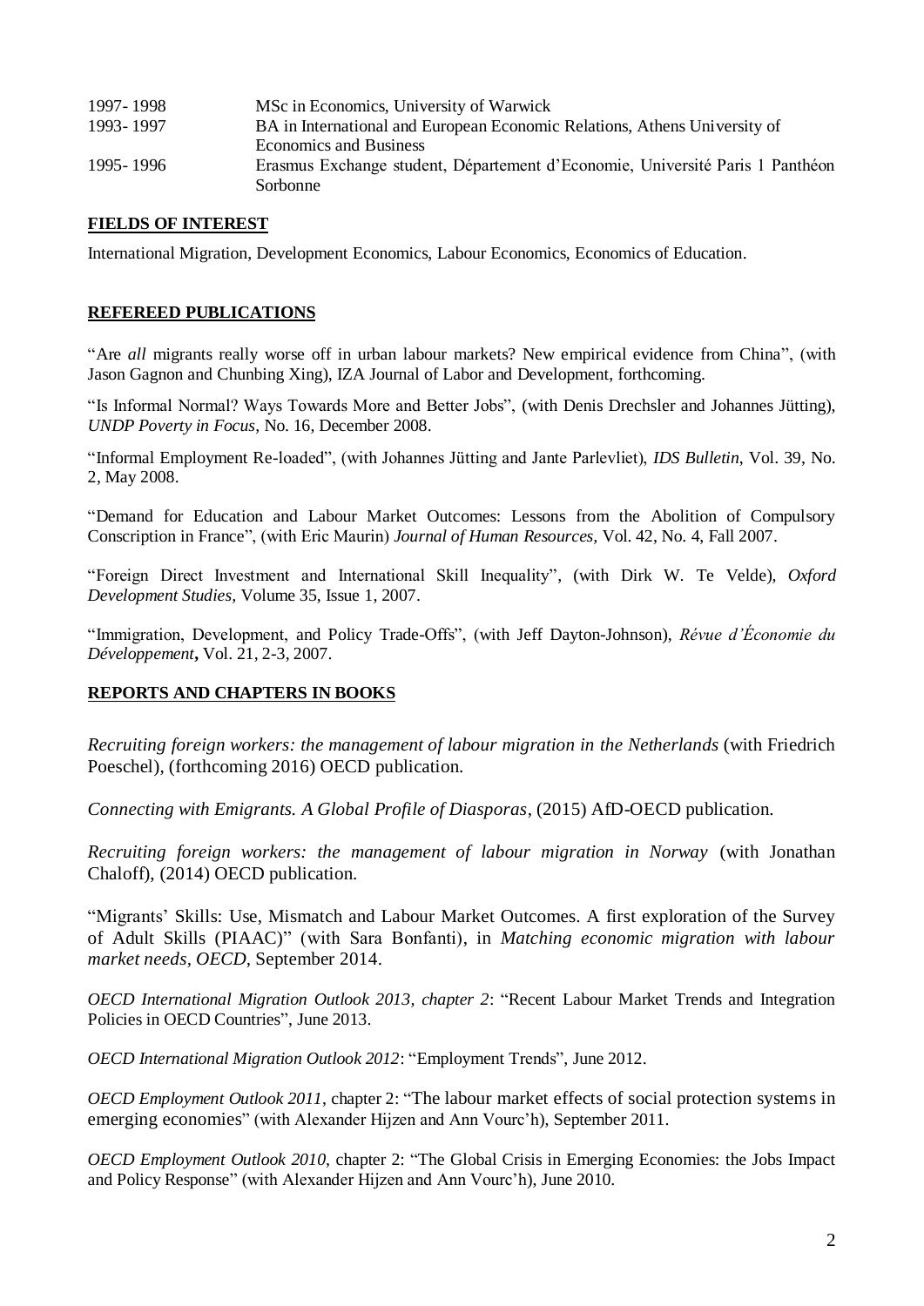| | |
|---|---|
| 1997- 1998 | MSc in Economics, University of Warwick |
| 1993- 1997 | BA in International and European Economic Relations, Athens University of Economics and Business |
| 1995- 1996 | Erasmus Exchange student, Département d'Economie, Université Paris 1 Panthéon Sorbonne |

## FIELDS OF INTEREST

International Migration, Development Economics, Labour Economics, Economics of Education.

## REFEREED PUBLICATIONS

"Are *all* migrants really worse off in urban labour markets? New empirical evidence from China", (with Jason Gagnon and Chunbing Xing), IZA Journal of Labor and Development, forthcoming.

"Is Informal Normal? Ways Towards More and Better Jobs", (with Denis Drechsler and Johannes Jütting), *UNDP Poverty in Focus*, No. 16, December 2008.

"Informal Employment Re-loaded", (with Johannes Jütting and Jante Parlevliet), *IDS Bulletin*, Vol. 39, No. 2, May 2008.

"Demand for Education and Labour Market Outcomes: Lessons from the Abolition of Compulsory Conscription in France", (with Eric Maurin) *Journal of Human Resources,* Vol. 42, No. 4, Fall 2007.

"Foreign Direct Investment and International Skill Inequality", (with Dirk W. Te Velde), *Oxford Development Studies,* Volume 35, Issue 1, 2007.

"Immigration, Development, and Policy Trade-Offs", (with Jeff Dayton-Johnson), *Révue d'Économie du Développement***,** Vol. 21, 2-3, 2007.

## REPORTS AND CHAPTERS IN BOOKS

*Recruiting foreign workers: the management of labour migration in the Netherlands* (with Friedrich Poeschel), (forthcoming 2016) OECD publication.

*Connecting with Emigrants. A Global Profile of Diasporas*, (2015) AfD-OECD publication.

*Recruiting foreign workers: the management of labour migration in Norway* (with Jonathan Chaloff), (2014) OECD publication.

"Migrants' Skills: Use, Mismatch and Labour Market Outcomes. A first exploration of the Survey of Adult Skills (PIAAC)" (with Sara Bonfanti), in *Matching economic migration with labour market needs, OECD,* September 2014.

*OECD International Migration Outlook 2013, chapter 2*: "Recent Labour Market Trends and Integration Policies in OECD Countries", June 2013.

*OECD International Migration Outlook 2012*: "Employment Trends", June 2012.

*OECD Employment Outlook 2011*, chapter 2: "The labour market effects of social protection systems in emerging economies" (with Alexander Hijzen and Ann Vourc'h), September 2011.

*OECD Employment Outlook 2010*, chapter 2: "The Global Crisis in Emerging Economies: the Jobs Impact and Policy Response" (with Alexander Hijzen and Ann Vourc'h), June 2010.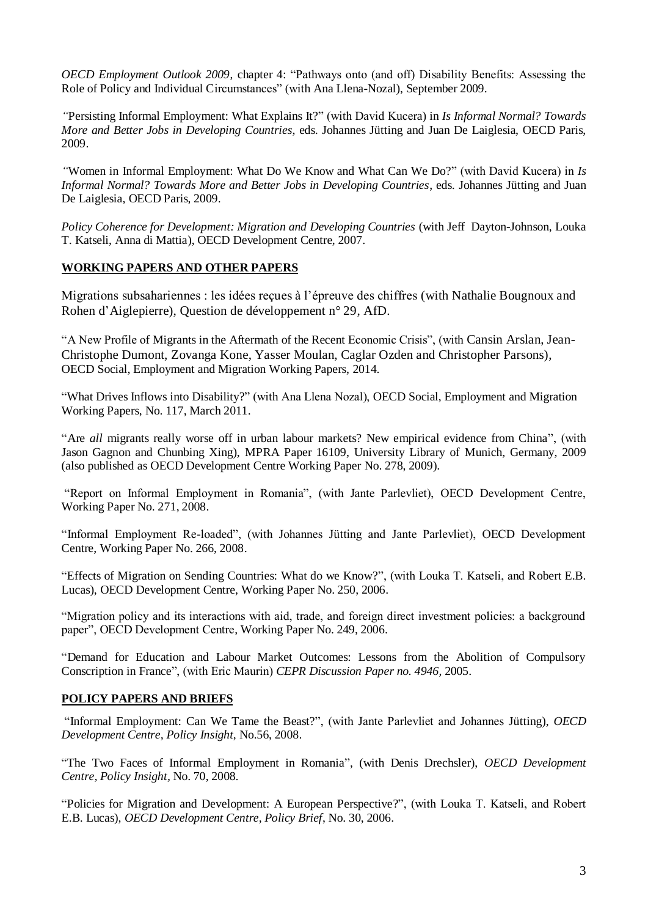*OECD Employment Outlook 2009*, chapter 4: "Pathways onto (and off) Disability Benefits: Assessing the Role of Policy and Individual Circumstances" (with Ana Llena-Nozal), September 2009.

*"*Persisting Informal Employment: What Explains It?" (with David Kucera) in *Is Informal Normal? Towards More and Better Jobs in Developing Countries*, eds. Johannes Jütting and Juan De Laiglesia, OECD Paris, 2009.

*"*Women in Informal Employment: What Do We Know and What Can We Do?" (with David Kucera) in *Is Informal Normal? Towards More and Better Jobs in Developing Countries*, eds. Johannes Jütting and Juan De Laiglesia, OECD Paris, 2009.

*Policy Coherence for Development: Migration and Developing Countries* (with Jeff Dayton-Johnson, Louka T. Katseli, Anna di Mattia), OECD Development Centre, 2007.

**WORKING PAPERS AND OTHER PAPERS**

Migrations subsahariennes : les idées reçues à l'épreuve des chiffres (with Nathalie Bougnoux and Rohen d'Aiglepierre), Question de développement n° 29, AfD.

"A New Profile of Migrants in the Aftermath of the Recent Economic Crisis", (with Cansin Arslan, Jean-Christophe Dumont, Zovanga Kone, Yasser Moulan, Caglar Ozden and Christopher Parsons), OECD Social, Employment and Migration Working Papers, 2014.

"What Drives Inflows into Disability?" (with Ana Llena Nozal), OECD Social, Employment and Migration Working Papers, No. 117, March 2011.

"Are *all* migrants really worse off in urban labour markets? New empirical evidence from China", (with Jason Gagnon and Chunbing Xing), MPRA Paper 16109, University Library of Munich, Germany, 2009 (also published as OECD Development Centre Working Paper No. 278, 2009).

"Report on Informal Employment in Romania", (with Jante Parlevliet), OECD Development Centre, Working Paper No. 271, 2008.

"Informal Employment Re-loaded", (with Johannes Jütting and Jante Parlevliet), OECD Development Centre, Working Paper No. 266, 2008.

"Effects of Migration on Sending Countries: What do we Know?", (with Louka T. Katseli, and Robert E.B. Lucas), OECD Development Centre, Working Paper No. 250, 2006.

"Migration policy and its interactions with aid, trade, and foreign direct investment policies: a background paper", OECD Development Centre, Working Paper No. 249, 2006.

"Demand for Education and Labour Market Outcomes: Lessons from the Abolition of Compulsory Conscription in France", (with Eric Maurin) *CEPR Discussion Paper no. 4946,* 2005.

**POLICY PAPERS AND BRIEFS**

"Informal Employment: Can We Tame the Beast?", (with Jante Parlevliet and Johannes Jütting), *OECD Development Centre, Policy Insight,* No.56, 2008.

"The Two Faces of Informal Employment in Romania", (with Denis Drechsler), *OECD Development Centre, Policy Insight*, No. 70, 2008.

"Policies for Migration and Development: A European Perspective?", (with Louka T. Katseli, and Robert E.B. Lucas), *OECD Development Centre, Policy Brief*, No. 30, 2006.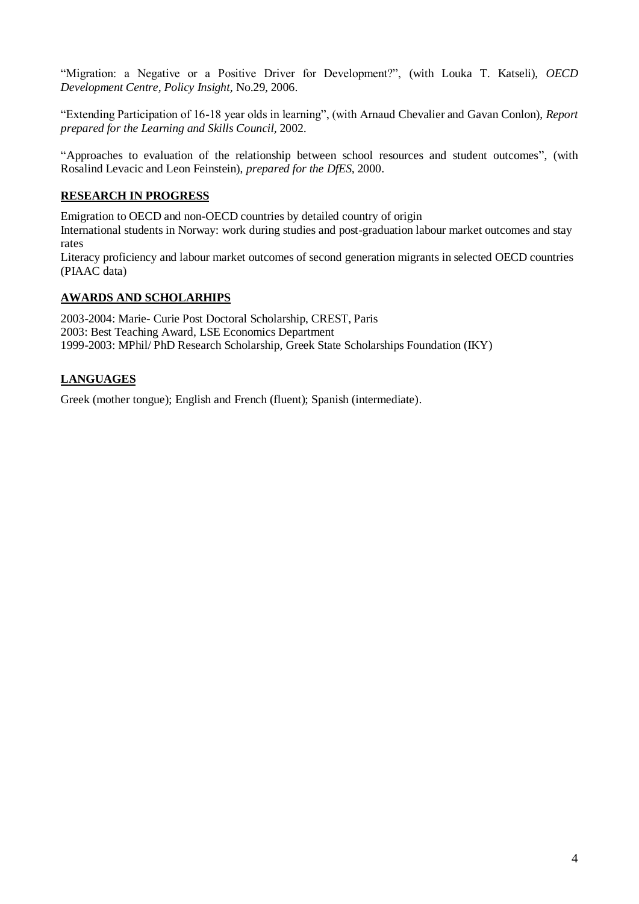"Migration: a Negative or a Positive Driver for Development?", (with Louka T. Katseli), *OECD Development Centre, Policy Insight*, No.29, 2006.

"Extending Participation of 16-18 year olds in learning", (with Arnaud Chevalier and Gavan Conlon), *Report prepared for the Learning and Skills Council*, 2002.

"Approaches to evaluation of the relationship between school resources and student outcomes", (with Rosalind Levacic and Leon Feinstein), *prepared for the DfES*, 2000.

## RESEARCH IN PROGRESS

Emigration to OECD and non-OECD countries by detailed country of origin
International students in Norway: work during studies and post-graduation labour market outcomes and stay rates
Literacy proficiency and labour market outcomes of second generation migrants in selected OECD countries (PIAAC data)

## AWARDS AND SCHOLARHIPS

2003-2004: Marie- Curie Post Doctoral Scholarship, CREST, Paris
2003: Best Teaching Award, LSE Economics Department
1999-2003: MPhil/ PhD Research Scholarship, Greek State Scholarships Foundation (IKY)

## LANGUAGES

Greek (mother tongue); English and French (fluent); Spanish (intermediate).